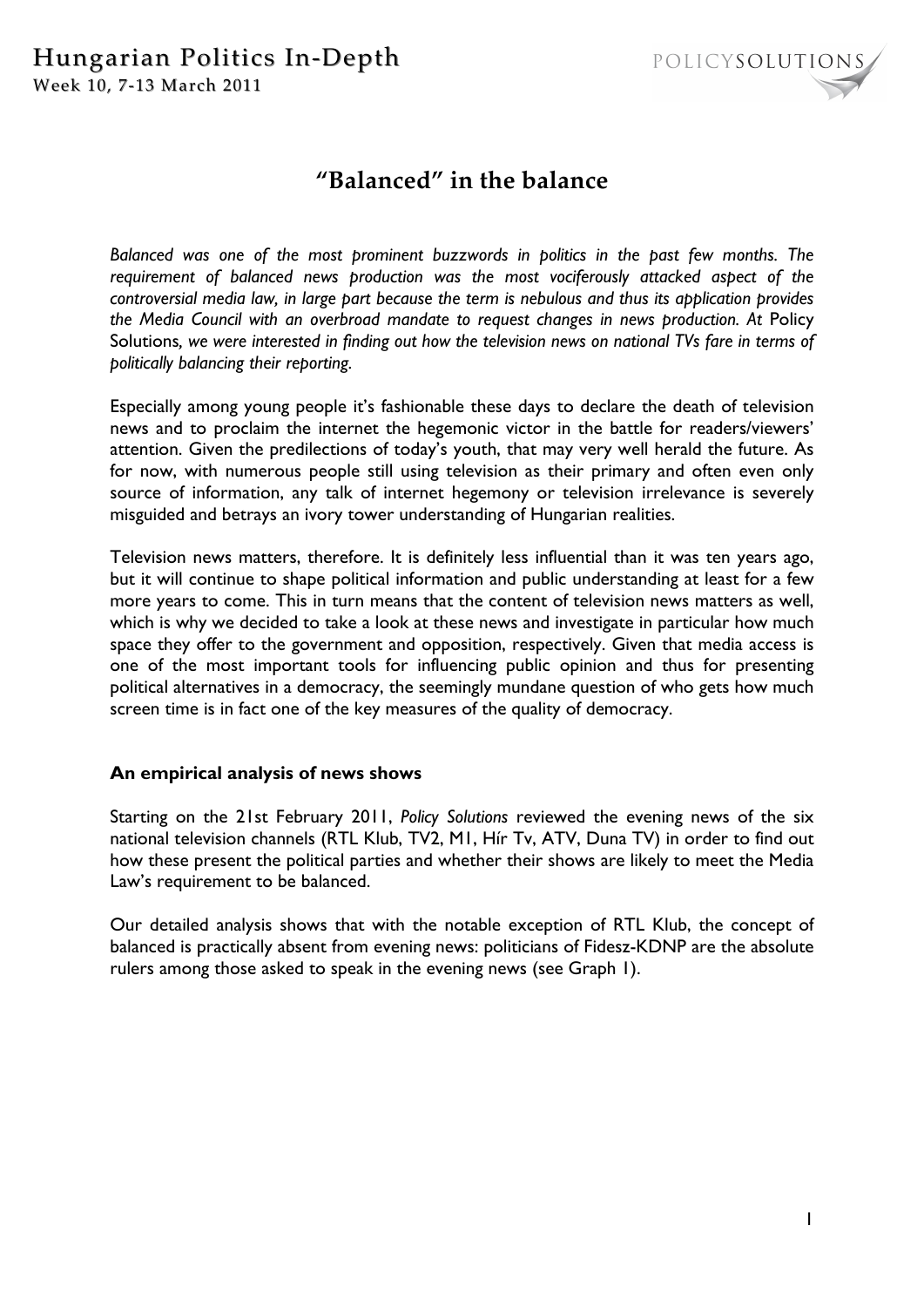# "Balanced" in the balance

*Balanced was one of the most prominent buzzwords in politics in the past few months. The requirement of balanced news production was the most vociferously attacked aspect of the controversial media law, in large part because the term is nebulous and thus its application provides the Media Council with an overbroad mandate to request changes in news production. At* Policy Solutions*, we were interested in finding out how the television news on national TVs fare in terms of politically balancing their reporting.*

Especially among young people it's fashionable these days to declare the death of television news and to proclaim the internet the hegemonic victor in the battle for readers/viewers' attention. Given the predilections of today's youth, that may very well herald the future. As for now, with numerous people still using television as their primary and often even only source of information, any talk of internet hegemony or television irrelevance is severely misguided and betrays an ivory tower understanding of Hungarian realities.

Television news matters, therefore. It is definitely less influential than it was ten years ago, but it will continue to shape political information and public understanding at least for a few more years to come. This in turn means that the content of television news matters as well, which is why we decided to take a look at these news and investigate in particular how much space they offer to the government and opposition, respectively. Given that media access is one of the most important tools for influencing public opinion and thus for presenting political alternatives in a democracy, the seemingly mundane question of who gets how much screen time is in fact one of the key measures of the quality of democracy.

### An empirical analysis of news shows

Starting on the 21st February 2011, *Policy Solutions* reviewed the evening news of the six national television channels (RTL Klub, TV2, M1, Hír Tv, ATV, Duna TV) in order to find out how these present the political parties and whether their shows are likely to meet the Media Law's requirement to be balanced.

Our detailed analysis shows that with the notable exception of RTL Klub, the concept of balanced is practically absent from evening news: politicians of Fidesz-KDNP are the absolute rulers among those asked to speak in the evening news (see Graph 1).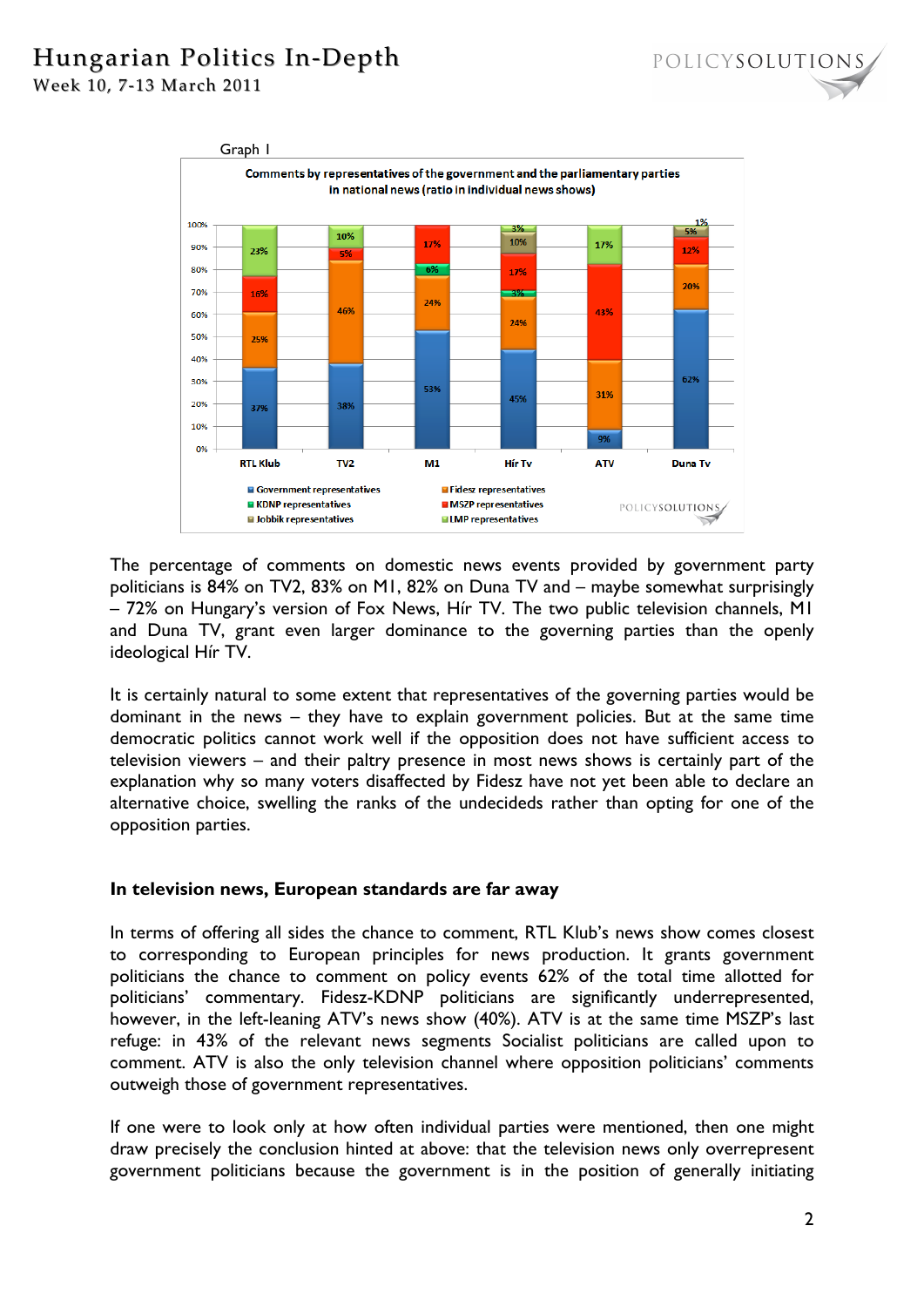Graph I

The percentage of comments on domestic news events provided by government party politicians is 84% on TV2, 83% on M1, 82% on Duna TV and – maybe somewhat surprisingly – 72% on Hungary's version of Fox News, Hír TV. The two public television channels, M1 and Duna TV, grant even larger dominance to the governing parties than the openly ideological Hír TV.

It is certainly natural to some extent that representatives of the governing parties would be dominant in the news – they have to explain government policies. But at the same time democratic politics cannot work well if the opposition does not have sufficient access to television viewers – and their paltry presence in most news shows is certainly part of the explanation why so many voters disaffected by Fidesz have not yet been able to declare an alternative choice, swelling the ranks of the undecideds rather than opting for one of the opposition parties.

**In television news, European standards are far away**

In terms of offering all sides the chance to comment, RTL Klub's news show comes closest to corresponding to European principles for news production. It grants government politicians the chance to comment on policy events 62% of the total time allotted for politicians' commentary. Fidesz-KDNP politicians are significantly underrepresented, however, in the left-leaning ATV's news show (40%). ATV is at the same time MSZP's last refuge: in 43% of the relevant news segments Socialist politicians are called upon to comment. ATV is also the only television channel where opposition politicians' comments outweigh those of government representatives.

If one were to look only at how often individual parties were mentioned, then one might draw precisely the conclusion hinted at above: that the television news only overrepresent government politicians because the government is in the position of generally initiating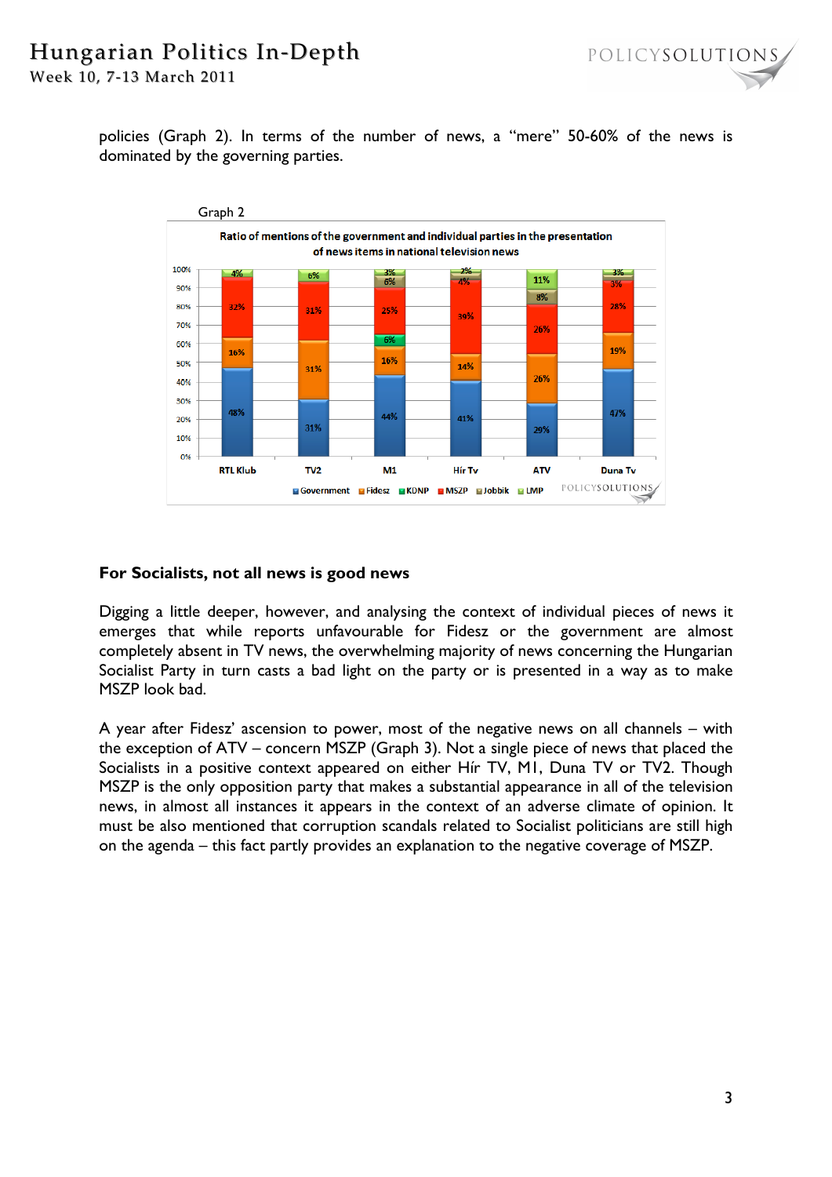policies (Graph 2). In terms of the number of news, a "mere" 50-60% of the news is dominated by the governing parties.

Graph 2

Ratio of mentions of the government and individual parties in the presentation of news items in national television news

## For Socialists, not all news is good news

Digging a little deeper, however, and analysing the context of individual pieces of news it emerges that while reports unfavourable for Fidesz or the government are almost completely absent in TV news, the overwhelming majority of news concerning the Hungarian Socialist Party in turn casts a bad light on the party or is presented in a way as to make MSZP look bad.

A year after Fidesz' ascension to power, most of the negative news on all channels – with the exception of ATV – concern MSZP (Graph 3). Not a single piece of news that placed the Socialists in a positive context appeared on either Hír TV, M1, Duna TV or TV2. Though MSZP is the only opposition party that makes a substantial appearance in all of the television news, in almost all instances it appears in the context of an adverse climate of opinion. It must be also mentioned that corruption scandals related to Socialist politicians are still high on the agenda – this fact partly provides an explanation to the negative coverage of MSZP.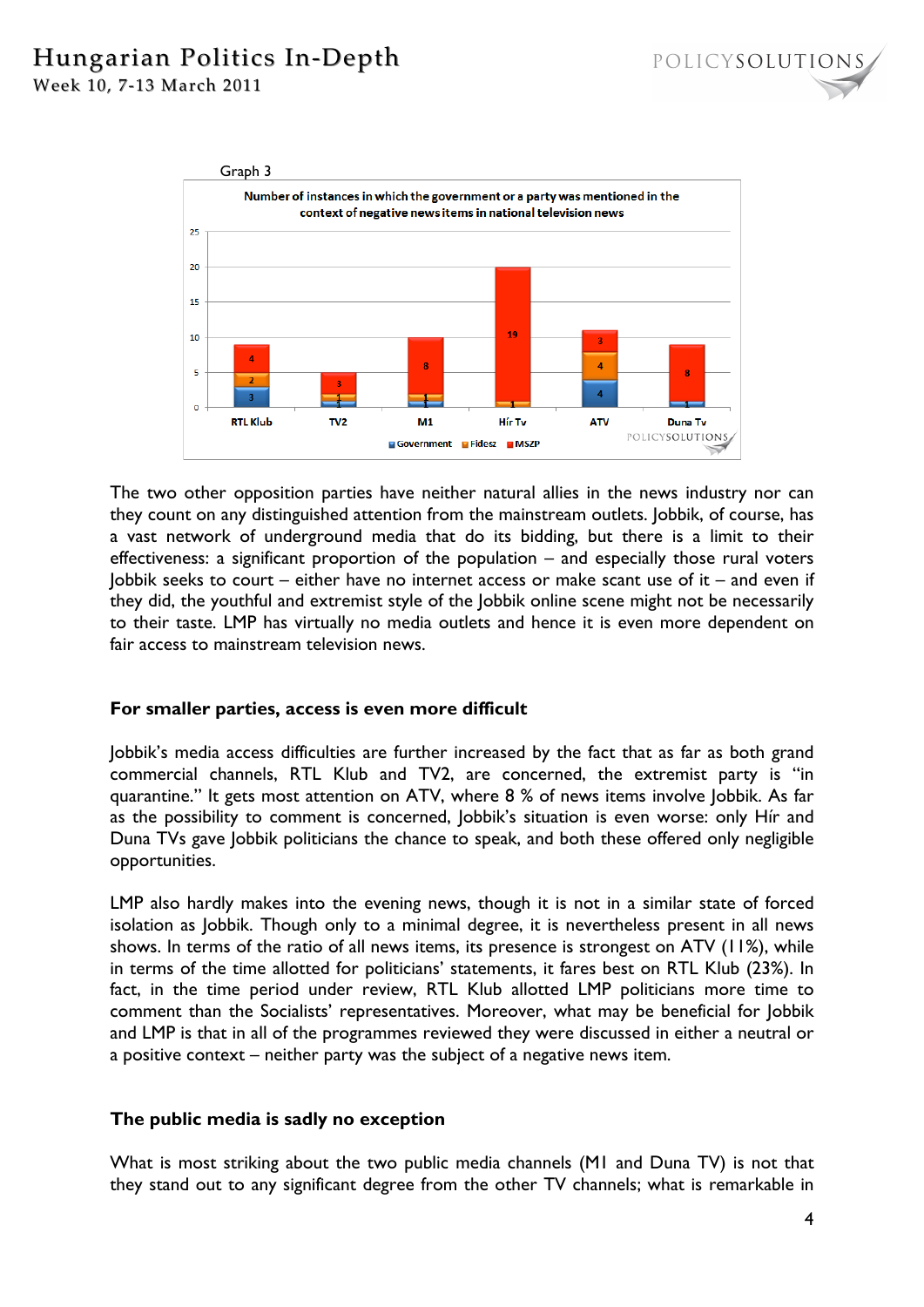Graph 3

The two other opposition parties have neither natural allies in the news industry nor can they count on any distinguished attention from the mainstream outlets. Jobbik, of course, has a vast network of underground media that do its bidding, but there is a limit to their effectiveness: a significant proportion of the population – and especially those rural voters Jobbik seeks to court – either have no internet access or make scant use of it – and even if they did, the youthful and extremist style of the Jobbik online scene might not be necessarily to their taste. LMP has virtually no media outlets and hence it is even more dependent on fair access to mainstream television news.

### For smaller parties, access is even more difficult

Jobbik's media access difficulties are further increased by the fact that as far as both grand commercial channels, RTL Klub and TV2, are concerned, the extremist party is "in quarantine." It gets most attention on ATV, where 8 % of news items involve Jobbik. As far as the possibility to comment is concerned, Jobbik's situation is even worse: only Hír and Duna TVs gave Jobbik politicians the chance to speak, and both these offered only negligible opportunities.

LMP also hardly makes into the evening news, though it is not in a similar state of forced isolation as Jobbik. Though only to a minimal degree, it is nevertheless present in all news shows. In terms of the ratio of all news items, its presence is strongest on ATV (11%), while in terms of the time allotted for politicians' statements, it fares best on RTL Klub (23%). In fact, in the time period under review, RTL Klub allotted LMP politicians more time to comment than the Socialists' representatives. Moreover, what may be beneficial for Jobbik and LMP is that in all of the programmes reviewed they were discussed in either a neutral or a positive context – neither party was the subject of a negative news item.

### The public media is sadly no exception

What is most striking about the two public media channels (M1 and Duna TV) is not that they stand out to any significant degree from the other TV channels; what is remarkable in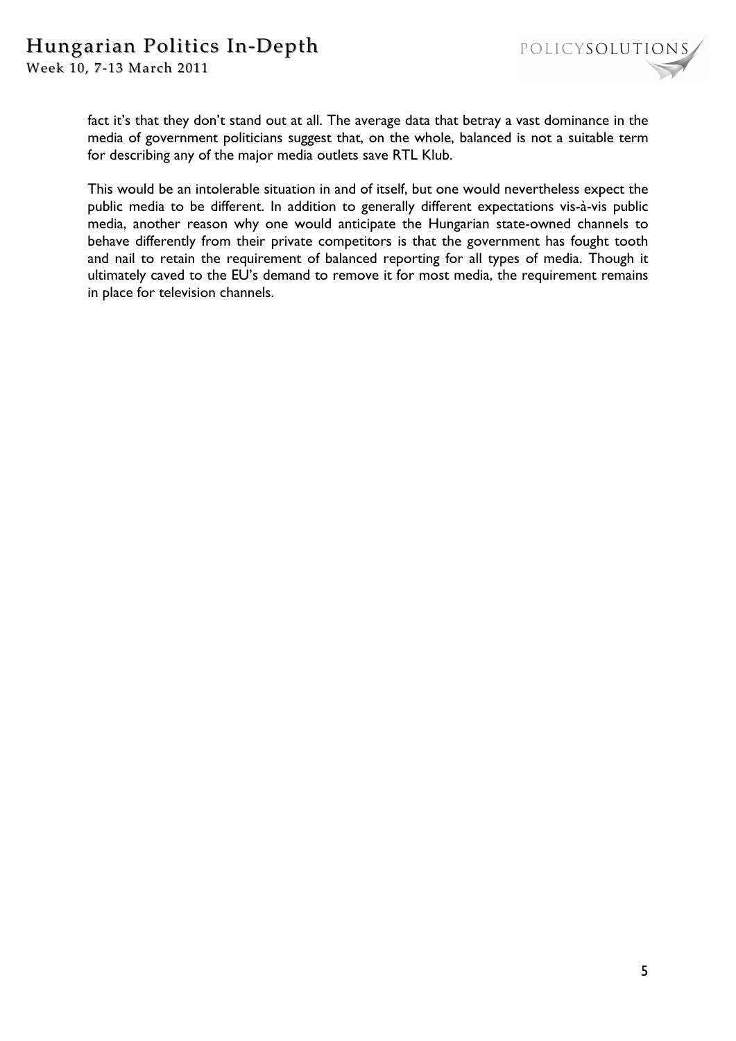fact it's that they don't stand out at all. The average data that betray a vast dominance in the media of government politicians suggest that, on the whole, balanced is not a suitable term for describing any of the major media outlets save RTL Klub.

This would be an intolerable situation in and of itself, but one would nevertheless expect the public media to be different. In addition to generally different expectations vis-à-vis public media, another reason why one would anticipate the Hungarian state-owned channels to behave differently from their private competitors is that the government has fought tooth and nail to retain the requirement of balanced reporting for all types of media. Though it ultimately caved to the EU's demand to remove it for most media, the requirement remains in place for television channels.